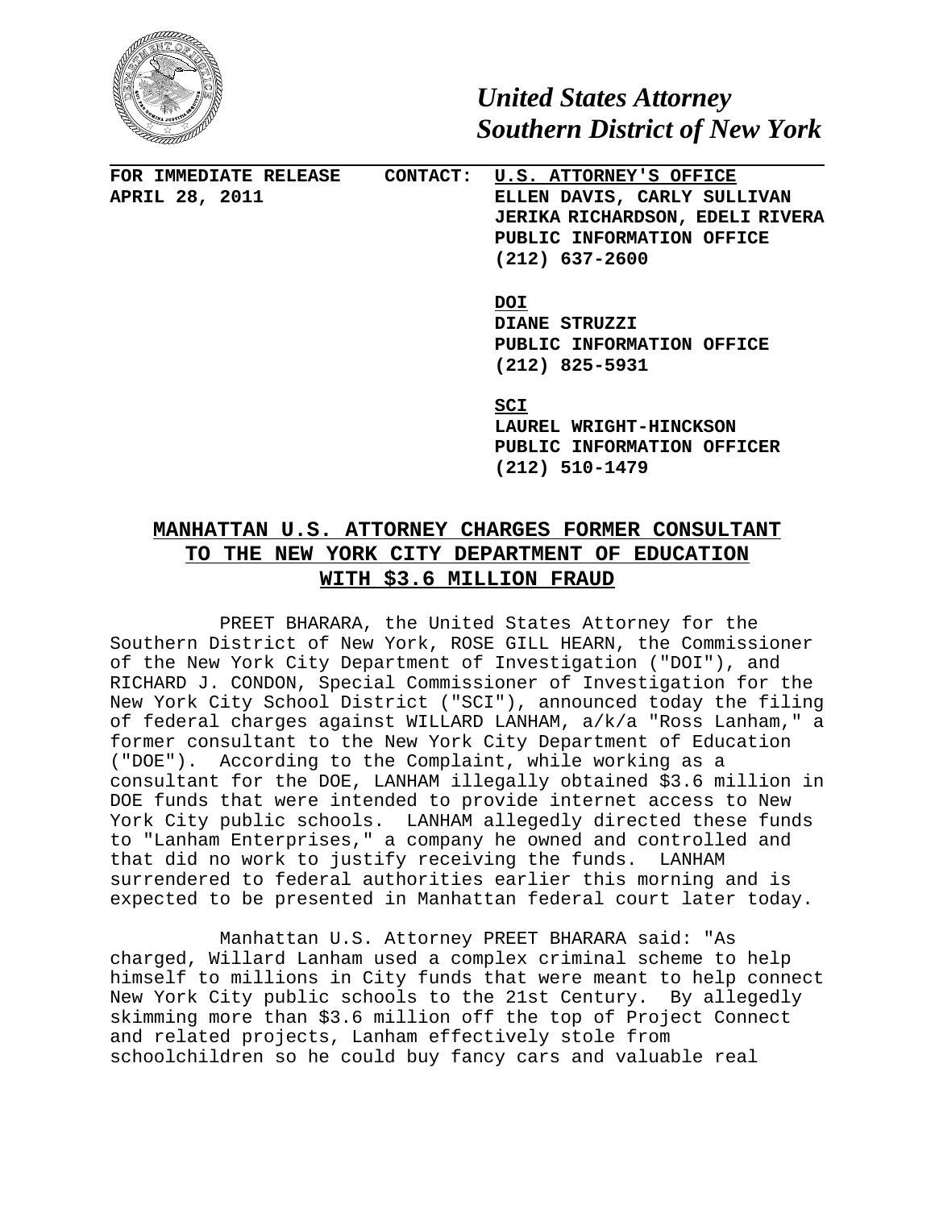***United States Attorney***
***Southern District of New York***

**FOR IMMEDIATE RELEASE**
**APRIL 28, 2011**

**CONTACT:** **U.S. ATTORNEY'S OFFICE**
**ELLEN DAVIS, CARLY SULLIVAN**
**JERIKA RICHARDSON, EDELI RIVERA**
**PUBLIC INFORMATION OFFICE**
**(212) 637-2600**

**DOI**
**DIANE STRUZZI**
**PUBLIC INFORMATION OFFICE**
**(212) 825-5931**

**SCI**
**LAUREL WRIGHT-HINCKSON**
**PUBLIC INFORMATION OFFICER**
**(212) 510-1479**

# MANHATTAN U.S. ATTORNEY CHARGES FORMER CONSULTANT TO THE NEW YORK CITY DEPARTMENT OF EDUCATION WITH $3.6 MILLION FRAUD

PREET BHARARA, the United States Attorney for the Southern District of New York, ROSE GILL HEARN, the Commissioner of the New York City Department of Investigation ("DOI"), and RICHARD J. CONDON, Special Commissioner of Investigation for the New York City School District ("SCI"), announced today the filing of federal charges against WILLARD LANHAM, a/k/a "Ross Lanham," a former consultant to the New York City Department of Education ("DOE"). According to the Complaint, while working as a consultant for the DOE, LANHAM illegally obtained $3.6 million in DOE funds that were intended to provide internet access to New York City public schools. LANHAM allegedly directed these funds to "Lanham Enterprises," a company he owned and controlled and that did no work to justify receiving the funds. LANHAM surrendered to federal authorities earlier this morning and is expected to be presented in Manhattan federal court later today.

Manhattan U.S. Attorney PREET BHARARA said: "As charged, Willard Lanham used a complex criminal scheme to help himself to millions in City funds that were meant to help connect New York City public schools to the 21st Century. By allegedly skimming more than $3.6 million off the top of Project Connect and related projects, Lanham effectively stole from schoolchildren so he could buy fancy cars and valuable real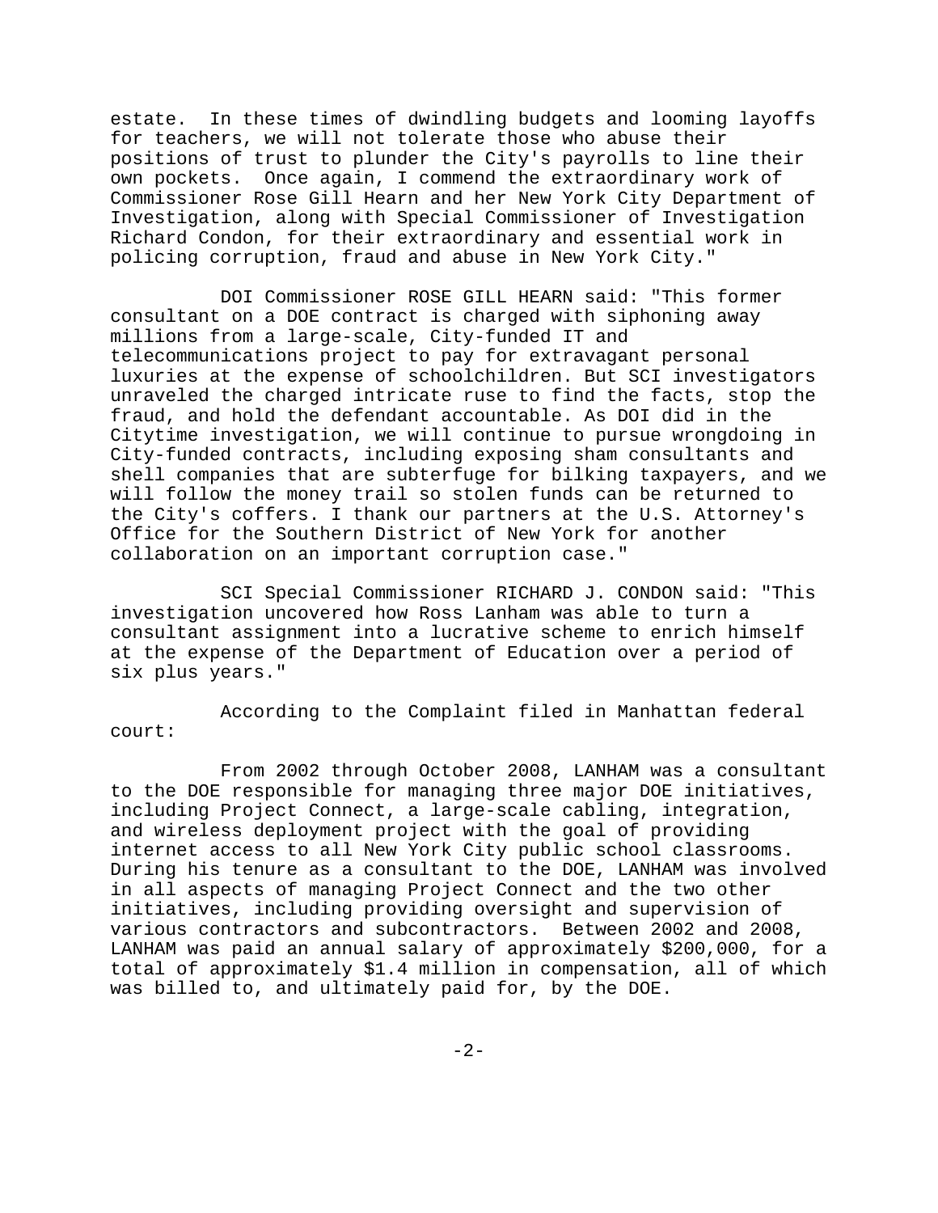estate. In these times of dwindling budgets and looming layoffs for teachers, we will not tolerate those who abuse their positions of trust to plunder the City's payrolls to line their own pockets. Once again, I commend the extraordinary work of Commissioner Rose Gill Hearn and her New York City Department of Investigation, along with Special Commissioner of Investigation Richard Condon, for their extraordinary and essential work in policing corruption, fraud and abuse in New York City."

DOI Commissioner ROSE GILL HEARN said: "This former consultant on a DOE contract is charged with siphoning away millions from a large-scale, City-funded IT and telecommunications project to pay for extravagant personal luxuries at the expense of schoolchildren. But SCI investigators unraveled the charged intricate ruse to find the facts, stop the fraud, and hold the defendant accountable. As DOI did in the Citytime investigation, we will continue to pursue wrongdoing in City-funded contracts, including exposing sham consultants and shell companies that are subterfuge for bilking taxpayers, and we will follow the money trail so stolen funds can be returned to the City's coffers. I thank our partners at the U.S. Attorney's Office for the Southern District of New York for another collaboration on an important corruption case."

SCI Special Commissioner RICHARD J. CONDON said: "This investigation uncovered how Ross Lanham was able to turn a consultant assignment into a lucrative scheme to enrich himself at the expense of the Department of Education over a period of six plus years."

According to the Complaint filed in Manhattan federal court:

From 2002 through October 2008, LANHAM was a consultant to the DOE responsible for managing three major DOE initiatives, including Project Connect, a large-scale cabling, integration, and wireless deployment project with the goal of providing internet access to all New York City public school classrooms. During his tenure as a consultant to the DOE, LANHAM was involved in all aspects of managing Project Connect and the two other initiatives, including providing oversight and supervision of various contractors and subcontractors. Between 2002 and 2008, LANHAM was paid an annual salary of approximately $200,000, for a total of approximately $1.4 million in compensation, all of which was billed to, and ultimately paid for, by the DOE.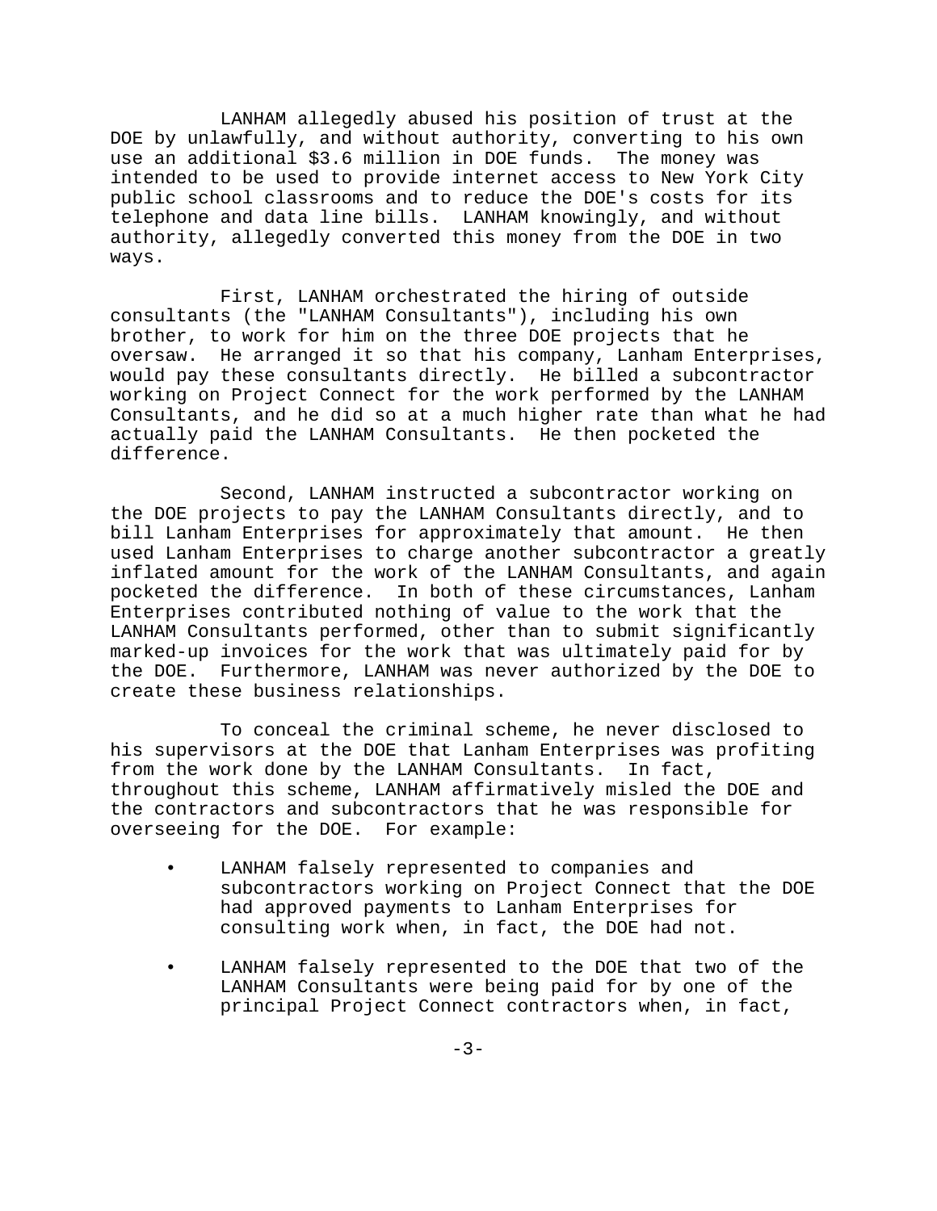LANHAM allegedly abused his position of trust at the DOE by unlawfully, and without authority, converting to his own use an additional $3.6 million in DOE funds. The money was intended to be used to provide internet access to New York City public school classrooms and to reduce the DOE's costs for its telephone and data line bills. LANHAM knowingly, and without authority, allegedly converted this money from the DOE in two ways.

First, LANHAM orchestrated the hiring of outside consultants (the "LANHAM Consultants"), including his own brother, to work for him on the three DOE projects that he oversaw. He arranged it so that his company, Lanham Enterprises, would pay these consultants directly. He billed a subcontractor working on Project Connect for the work performed by the LANHAM Consultants, and he did so at a much higher rate than what he had actually paid the LANHAM Consultants. He then pocketed the difference.

Second, LANHAM instructed a subcontractor working on the DOE projects to pay the LANHAM Consultants directly, and to bill Lanham Enterprises for approximately that amount. He then used Lanham Enterprises to charge another subcontractor a greatly inflated amount for the work of the LANHAM Consultants, and again pocketed the difference. In both of these circumstances, Lanham Enterprises contributed nothing of value to the work that the LANHAM Consultants performed, other than to submit significantly marked-up invoices for the work that was ultimately paid for by the DOE. Furthermore, LANHAM was never authorized by the DOE to create these business relationships.

To conceal the criminal scheme, he never disclosed to his supervisors at the DOE that Lanham Enterprises was profiting from the work done by the LANHAM Consultants. In fact, throughout this scheme, LANHAM affirmatively misled the DOE and the contractors and subcontractors that he was responsible for overseeing for the DOE. For example:

- LANHAM falsely represented to companies and subcontractors working on Project Connect that the DOE had approved payments to Lanham Enterprises for consulting work when, in fact, the DOE had not.
- LANHAM falsely represented to the DOE that two of the LANHAM Consultants were being paid for by one of the principal Project Connect contractors when, in fact,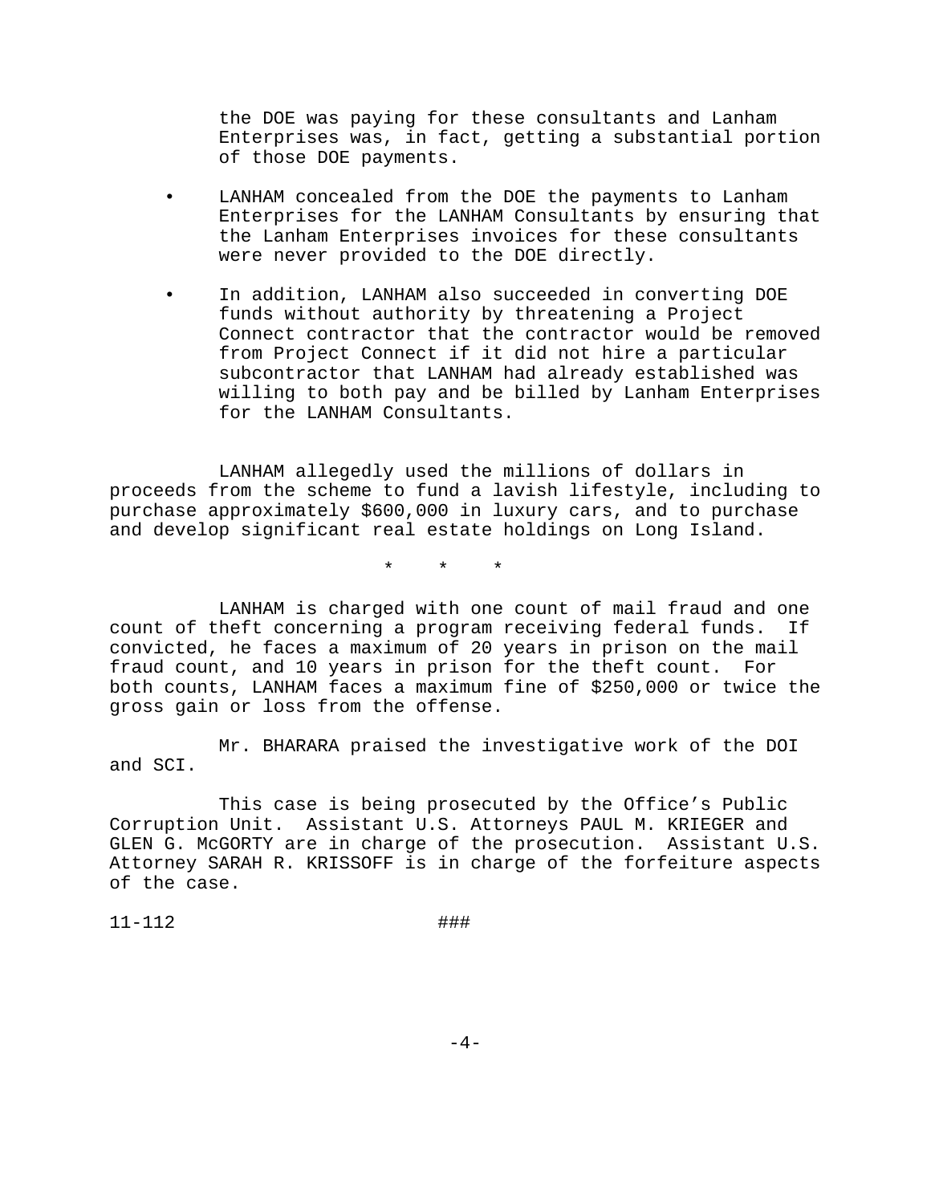the DOE was paying for these consultants and Lanham Enterprises was, in fact, getting a substantial portion of those DOE payments.

- LANHAM concealed from the DOE the payments to Lanham Enterprises for the LANHAM Consultants by ensuring that the Lanham Enterprises invoices for these consultants were never provided to the DOE directly.

- In addition, LANHAM also succeeded in converting DOE funds without authority by threatening a Project Connect contractor that the contractor would be removed from Project Connect if it did not hire a particular subcontractor that LANHAM had already established was willing to both pay and be billed by Lanham Enterprises for the LANHAM Consultants.

LANHAM allegedly used the millions of dollars in proceeds from the scheme to fund a lavish lifestyle, including to purchase approximately $600,000 in luxury cars, and to purchase and develop significant real estate holdings on Long Island.

\* \* \*

LANHAM is charged with one count of mail fraud and one count of theft concerning a program receiving federal funds. If convicted, he faces a maximum of 20 years in prison on the mail fraud count, and 10 years in prison for the theft count. For both counts, LANHAM faces a maximum fine of $250,000 or twice the gross gain or loss from the offense.

Mr. BHARARA praised the investigative work of the DOI and SCI.

This case is being prosecuted by the Office's Public Corruption Unit. Assistant U.S. Attorneys PAUL M. KRIEGER and GLEN G. McGORTY are in charge of the prosecution. Assistant U.S. Attorney SARAH R. KRISSOFF is in charge of the forfeiture aspects of the case.

11-112 ###